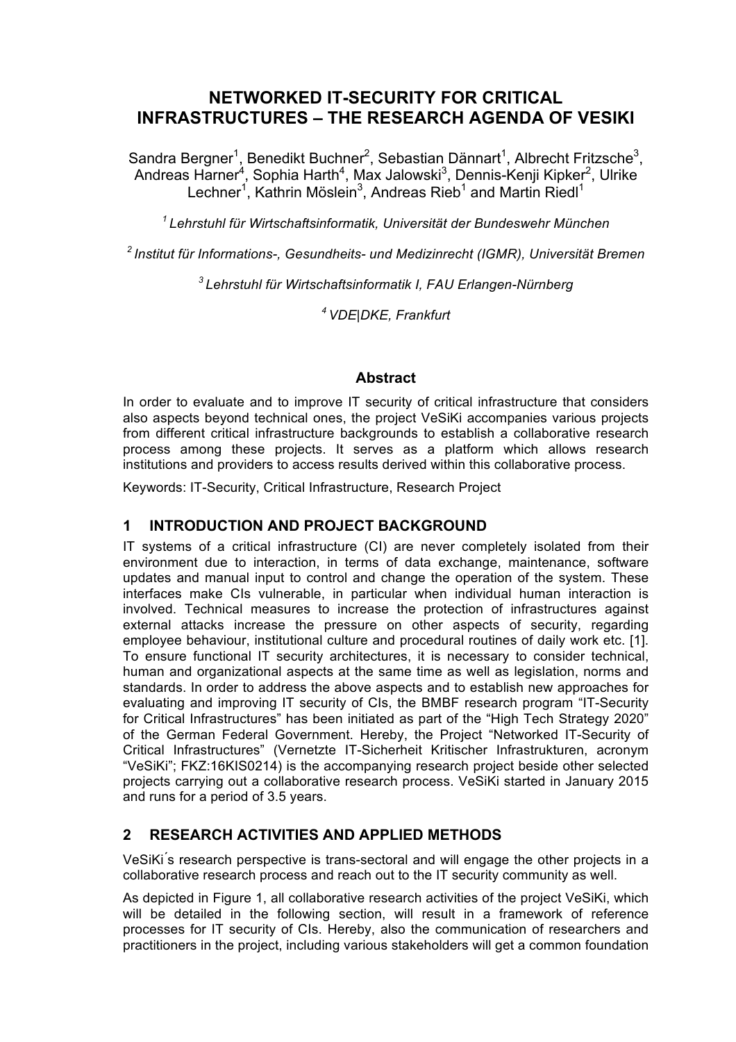# NETWORKED IT-SECURITY FOR CRITICAL INFRASTRUCTURES – THE RESEARCH AGENDA OF VESIKI

Sandra Bergner[1], Benedikt Buchner[2], Sebastian Dännart[1], Albrecht Fritzsche[3], Andreas Harner[4], Sophia Harth[4], Max Jalowski[3], Dennis-Kenji Kipker[2], Ulrike Lechner[1], Kathrin Möslein[3], Andreas Rieb[1] and Martin Riedl[1]

[1] *Lehrstuhl für Wirtschaftsinformatik, Universität der Bundeswehr München*

[2] *Institut für Informations-, Gesundheits- und Medizinrecht (IGMR), Universität Bremen*

[3] *Lehrstuhl für Wirtschaftsinformatik I, FAU Erlangen-Nürnberg*

[4] *VDE|DKE, Frankfurt*

### Abstract

In order to evaluate and to improve IT security of critical infrastructure that considers also aspects beyond technical ones, the project VeSiKi accompanies various projects from different critical infrastructure backgrounds to establish a collaborative research process among these projects. It serves as a platform which allows research institutions and providers to access results derived within this collaborative process.

Keywords: IT-Security, Critical Infrastructure, Research Project

## 1 INTRODUCTION AND PROJECT BACKGROUND

IT systems of a critical infrastructure (CI) are never completely isolated from their environment due to interaction, in terms of data exchange, maintenance, software updates and manual input to control and change the operation of the system. These interfaces make CIs vulnerable, in particular when individual human interaction is involved. Technical measures to increase the protection of infrastructures against external attacks increase the pressure on other aspects of security, regarding employee behaviour, institutional culture and procedural routines of daily work etc. [1]. To ensure functional IT security architectures, it is necessary to consider technical, human and organizational aspects at the same time as well as legislation, norms and standards. In order to address the above aspects and to establish new approaches for evaluating and improving IT security of CIs, the BMBF research program "IT-Security for Critical Infrastructures" has been initiated as part of the "High Tech Strategy 2020" of the German Federal Government. Hereby, the Project "Networked IT-Security of Critical Infrastructures" (Vernetzte IT-Sicherheit Kritischer Infrastrukturen, acronym "VeSiKi"; FKZ:16KIS0214) is the accompanying research project beside other selected projects carrying out a collaborative research process. VeSiKi started in January 2015 and runs for a period of 3.5 years.

## 2 RESEARCH ACTIVITIES AND APPLIED METHODS

VeSiKi´s research perspective is trans-sectoral and will engage the other projects in a collaborative research process and reach out to the IT security community as well.

As depicted in Figure 1, all collaborative research activities of the project VeSiKi, which will be detailed in the following section, will result in a framework of reference processes for IT security of CIs. Hereby, also the communication of researchers and practitioners in the project, including various stakeholders will get a common foundation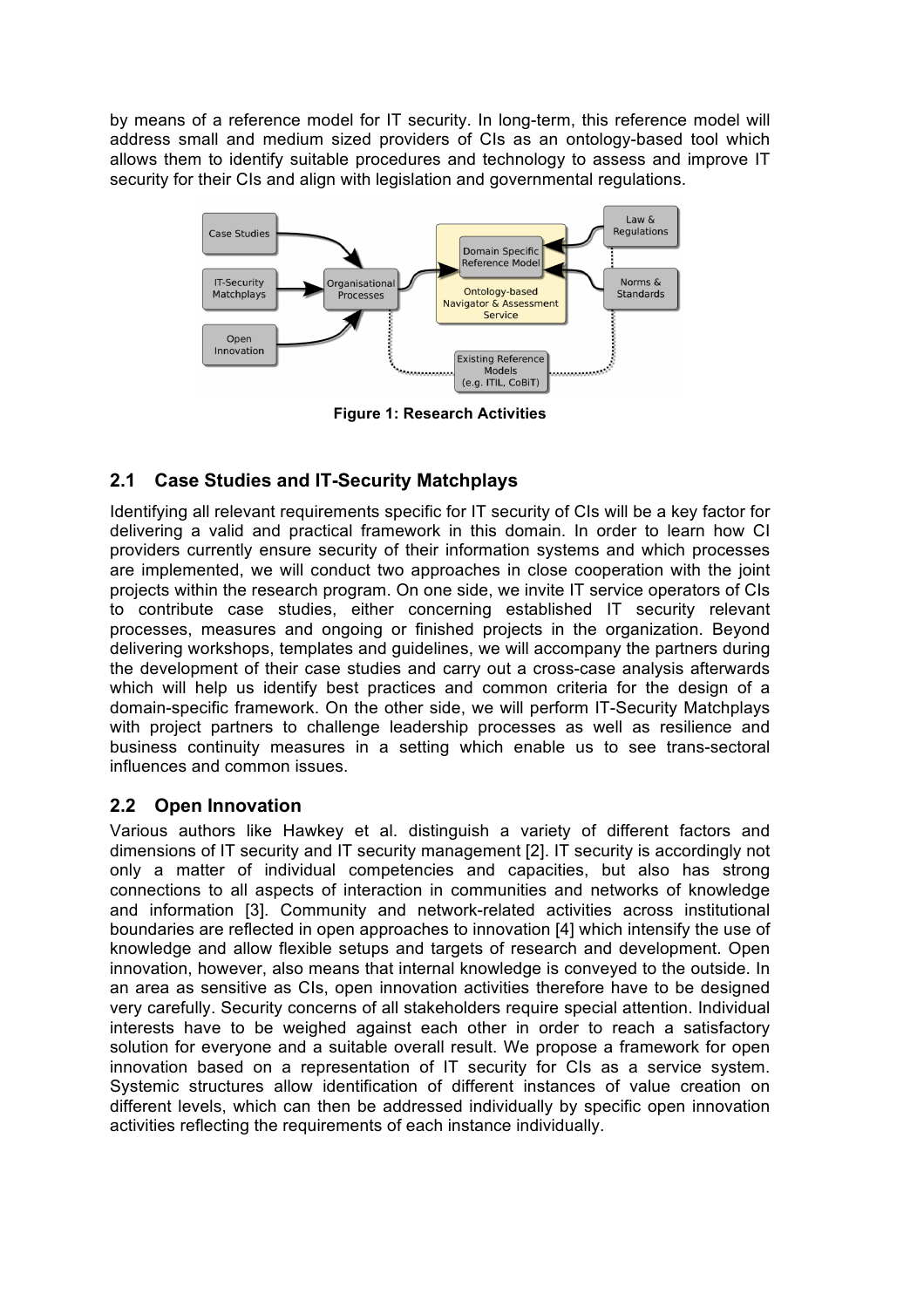by means of a reference model for IT security. In long-term, this reference model will address small and medium sized providers of CIs as an ontology-based tool which allows them to identify suitable procedures and technology to assess and improve IT security for their CIs and align with legislation and governmental regulations.

**Figure 1: Research Activities**

## 2.1 Case Studies and IT-Security Matchplays

Identifying all relevant requirements specific for IT security of CIs will be a key factor for delivering a valid and practical framework in this domain. In order to learn how CI providers currently ensure security of their information systems and which processes are implemented, we will conduct two approaches in close cooperation with the joint projects within the research program. On one side, we invite IT service operators of CIs to contribute case studies, either concerning established IT security relevant processes, measures and ongoing or finished projects in the organization. Beyond delivering workshops, templates and guidelines, we will accompany the partners during the development of their case studies and carry out a cross-case analysis afterwards which will help us identify best practices and common criteria for the design of a domain-specific framework. On the other side, we will perform IT-Security Matchplays with project partners to challenge leadership processes as well as resilience and business continuity measures in a setting which enable us to see trans-sectoral influences and common issues.

## 2.2 Open Innovation

Various authors like Hawkey et al. distinguish a variety of different factors and dimensions of IT security and IT security management [2]. IT security is accordingly not only a matter of individual competencies and capacities, but also has strong connections to all aspects of interaction in communities and networks of knowledge and information [3]. Community and network-related activities across institutional boundaries are reflected in open approaches to innovation [4] which intensify the use of knowledge and allow flexible setups and targets of research and development. Open innovation, however, also means that internal knowledge is conveyed to the outside. In an area as sensitive as CIs, open innovation activities therefore have to be designed very carefully. Security concerns of all stakeholders require special attention. Individual interests have to be weighed against each other in order to reach a satisfactory solution for everyone and a suitable overall result. We propose a framework for open innovation based on a representation of IT security for CIs as a service system. Systemic structures allow identification of different instances of value creation on different levels, which can then be addressed individually by specific open innovation activities reflecting the requirements of each instance individually.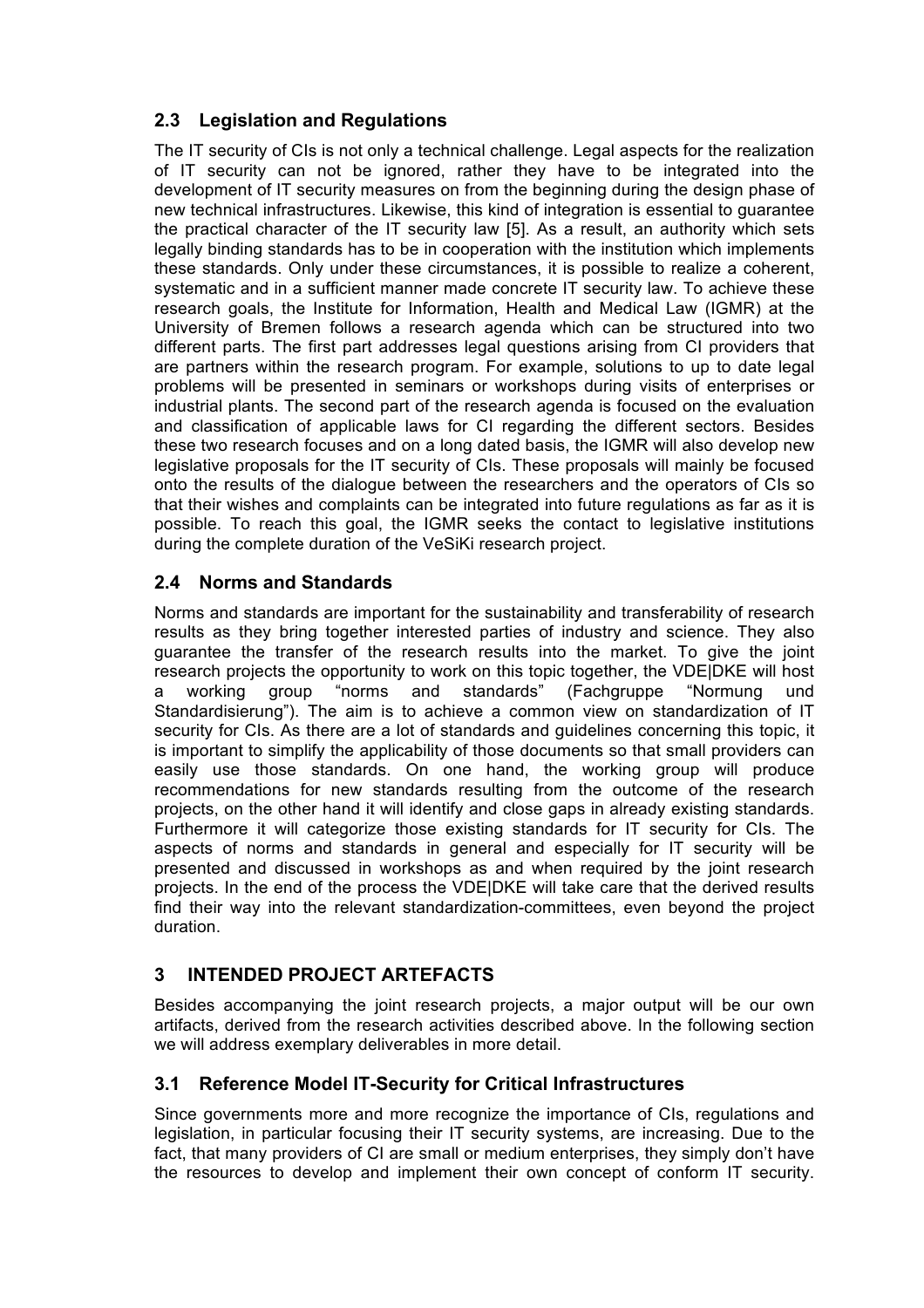## 2.3 Legislation and Regulations

The IT security of CIs is not only a technical challenge. Legal aspects for the realization of IT security can not be ignored, rather they have to be integrated into the development of IT security measures on from the beginning during the design phase of new technical infrastructures. Likewise, this kind of integration is essential to guarantee the practical character of the IT security law [5]. As a result, an authority which sets legally binding standards has to be in cooperation with the institution which implements these standards. Only under these circumstances, it is possible to realize a coherent, systematic and in a sufficient manner made concrete IT security law. To achieve these research goals, the Institute for Information, Health and Medical Law (IGMR) at the University of Bremen follows a research agenda which can be structured into two different parts. The first part addresses legal questions arising from CI providers that are partners within the research program. For example, solutions to up to date legal problems will be presented in seminars or workshops during visits of enterprises or industrial plants. The second part of the research agenda is focused on the evaluation and classification of applicable laws for CI regarding the different sectors. Besides these two research focuses and on a long dated basis, the IGMR will also develop new legislative proposals for the IT security of CIs. These proposals will mainly be focused onto the results of the dialogue between the researchers and the operators of CIs so that their wishes and complaints can be integrated into future regulations as far as it is possible. To reach this goal, the IGMR seeks the contact to legislative institutions during the complete duration of the VeSiKi research project.

## 2.4 Norms and Standards

Norms and standards are important for the sustainability and transferability of research results as they bring together interested parties of industry and science. They also guarantee the transfer of the research results into the market. To give the joint research projects the opportunity to work on this topic together, the VDE|DKE will host a working group "norms and standards" (Fachgruppe "Normung und Standardisierung"). The aim is to achieve a common view on standardization of IT security for CIs. As there are a lot of standards and guidelines concerning this topic, it is important to simplify the applicability of those documents so that small providers can easily use those standards. On one hand, the working group will produce recommendations for new standards resulting from the outcome of the research projects, on the other hand it will identify and close gaps in already existing standards. Furthermore it will categorize those existing standards for IT security for CIs. The aspects of norms and standards in general and especially for IT security will be presented and discussed in workshops as and when required by the joint research projects. In the end of the process the VDE|DKE will take care that the derived results find their way into the relevant standardization-committees, even beyond the project duration.

# 3 INTENDED PROJECT ARTEFACTS

Besides accompanying the joint research projects, a major output will be our own artifacts, derived from the research activities described above. In the following section we will address exemplary deliverables in more detail.

## 3.1 Reference Model IT-Security for Critical Infrastructures

Since governments more and more recognize the importance of CIs, regulations and legislation, in particular focusing their IT security systems, are increasing. Due to the fact, that many providers of CI are small or medium enterprises, they simply don't have the resources to develop and implement their own concept of conform IT security.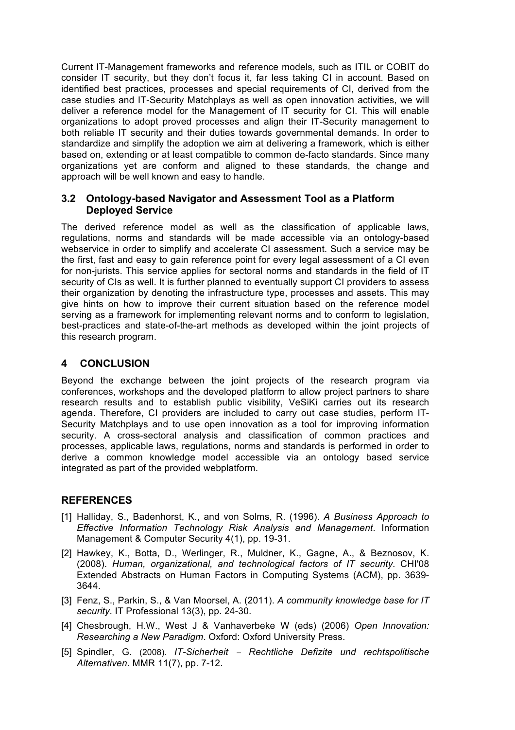Current IT-Management frameworks and reference models, such as ITIL or COBIT do consider IT security, but they don't focus it, far less taking CI in account. Based on identified best practices, processes and special requirements of CI, derived from the case studies and IT-Security Matchplays as well as open innovation activities, we will deliver a reference model for the Management of IT security for CI. This will enable organizations to adopt proved processes and align their IT-Security management to both reliable IT security and their duties towards governmental demands. In order to standardize and simplify the adoption we aim at delivering a framework, which is either based on, extending or at least compatible to common de-facto standards. Since many organizations yet are conform and aligned to these standards, the change and approach will be well known and easy to handle.

### 3.2 Ontology-based Navigator and Assessment Tool as a Platform Deployed Service

The derived reference model as well as the classification of applicable laws, regulations, norms and standards will be made accessible via an ontology-based webservice in order to simplify and accelerate CI assessment. Such a service may be the first, fast and easy to gain reference point for every legal assessment of a CI even for non-jurists. This service applies for sectoral norms and standards in the field of IT security of CIs as well. It is further planned to eventually support CI providers to assess their organization by denoting the infrastructure type, processes and assets. This may give hints on how to improve their current situation based on the reference model serving as a framework for implementing relevant norms and to conform to legislation, best-practices and state-of-the-art methods as developed within the joint projects of this research program.

## 4 CONCLUSION

Beyond the exchange between the joint projects of the research program via conferences, workshops and the developed platform to allow project partners to share research results and to establish public visibility, VeSiKi carries out its research agenda. Therefore, CI providers are included to carry out case studies, perform IT-Security Matchplays and to use open innovation as a tool for improving information security. A cross-sectoral analysis and classification of common practices and processes, applicable laws, regulations, norms and standards is performed in order to derive a common knowledge model accessible via an ontology based service integrated as part of the provided webplatform.

## REFERENCES

[1] Halliday, S., Badenhorst, K., and von Solms, R. (1996). *A Business Approach to Effective Information Technology Risk Analysis and Management*. Information Management & Computer Security 4(1), pp. 19-31.

[2] Hawkey, K., Botta, D., Werlinger, R., Muldner, K., Gagne, A., & Beznosov, K. (2008). *Human, organizational, and technological factors of IT security*. CHI'08 Extended Abstracts on Human Factors in Computing Systems (ACM), pp. 3639-3644.

[3] Fenz, S., Parkin, S., & Van Moorsel, A. (2011). *A community knowledge base for IT security*. IT Professional 13(3), pp. 24-30.

[4] Chesbrough, H.W., West J & Vanhaverbeke W (eds) (2006) *Open Innovation: Researching a New Paradigm*. Oxford: Oxford University Press.

[5] Spindler, G. (2008). *IT-Sicherheit – Rechtliche Defizite und rechtspolitische Alternativen*. MMR 11(7), pp. 7-12.